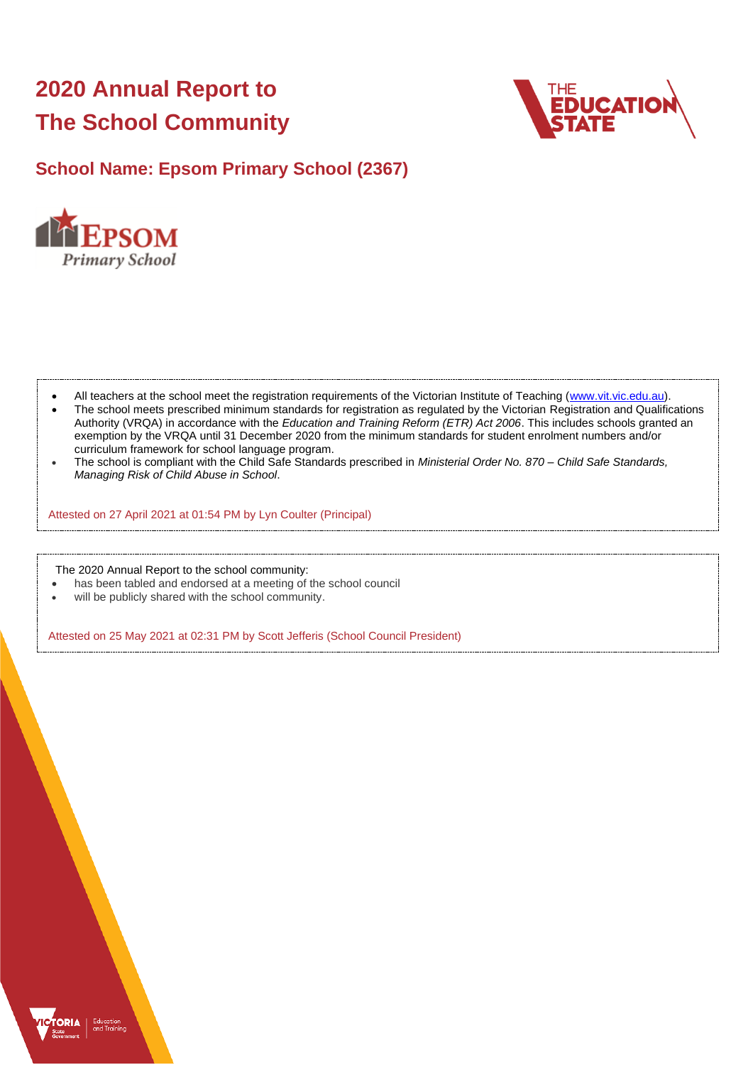# 2020 Annual Report to The School Community

## School Name: Epsom Primary School (2367)

- All teachers at the school meet the registration requirements of the Victorian Institute of Teaching (www.vit.vic.edu.au).
- The school meets prescribed minimum standards for registration as regulated by the Victorian Registration and Qualifications Authority (VRQA) in accordance with the *Education and Training Reform (ETR) Act 2006*. This includes schools granted an exemption by the VRQA until 31 December 2020 from the minimum standards for student enrolment numbers and/or curriculum framework for school language program.
- The school is compliant with the Child Safe Standards prescribed in *Ministerial Order No. 870 – Child Safe Standards, Managing Risk of Child Abuse in School*.

Attested on 27 April 2021 at 01:54 PM by Lyn Coulter (Principal)

The 2020 Annual Report to the school community:

- has been tabled and endorsed at a meeting of the school council
- will be publicly shared with the school community.

Attested on 25 May 2021 at 02:31 PM by Scott Jefferis (School Council President)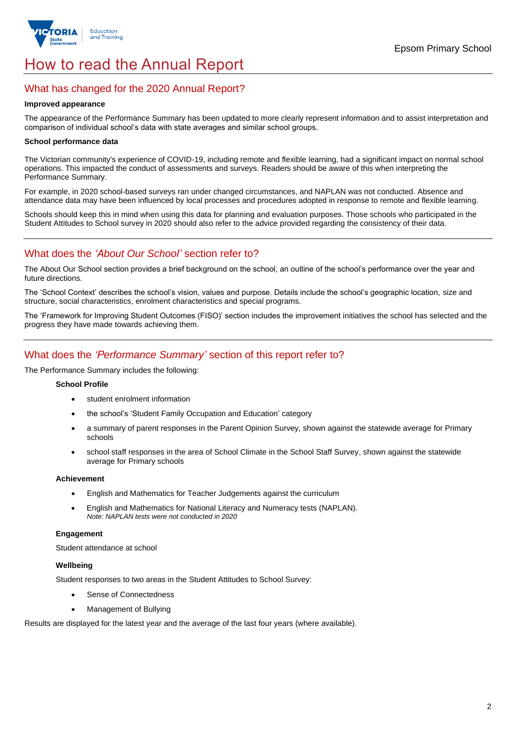# How to read the Annual Report

## What has changed for the 2020 Annual Report?

**Improved appearance**

The appearance of the Performance Summary has been updated to more clearly represent information and to assist interpretation and comparison of individual school's data with state averages and similar school groups.

**School performance data**

The Victorian community's experience of COVID-19, including remote and flexible learning, had a significant impact on normal school operations. This impacted the conduct of assessments and surveys. Readers should be aware of this when interpreting the Performance Summary.

For example, in 2020 school-based surveys ran under changed circumstances, and NAPLAN was not conducted. Absence and attendance data may have been influenced by local processes and procedures adopted in response to remote and flexible learning.

Schools should keep this in mind when using this data for planning and evaluation purposes. Those schools who participated in the Student Attitudes to School survey in 2020 should also refer to the advice provided regarding the consistency of their data.

## What does the *'About Our School'* section refer to?

The About Our School section provides a brief background on the school, an outline of the school's performance over the year and future directions.

The 'School Context' describes the school's vision, values and purpose. Details include the school's geographic location, size and structure, social characteristics, enrolment characteristics and special programs.

The 'Framework for Improving Student Outcomes (FISO)' section includes the improvement initiatives the school has selected and the progress they have made towards achieving them.

## What does the *'Performance Summary'* section of this report refer to?

The Performance Summary includes the following:

**School Profile**

- student enrolment information
- the school's 'Student Family Occupation and Education' category
- a summary of parent responses in the Parent Opinion Survey, shown against the statewide average for Primary schools
- school staff responses in the area of School Climate in the School Staff Survey, shown against the statewide average for Primary schools

**Achievement**

- English and Mathematics for Teacher Judgements against the curriculum
- English and Mathematics for National Literacy and Numeracy tests (NAPLAN).
  *Note: NAPLAN tests were not conducted in 2020*

**Engagement**

Student attendance at school

**Wellbeing**

Student responses to two areas in the Student Attitudes to School Survey:

- Sense of Connectedness
- Management of Bullying

Results are displayed for the latest year and the average of the last four years (where available).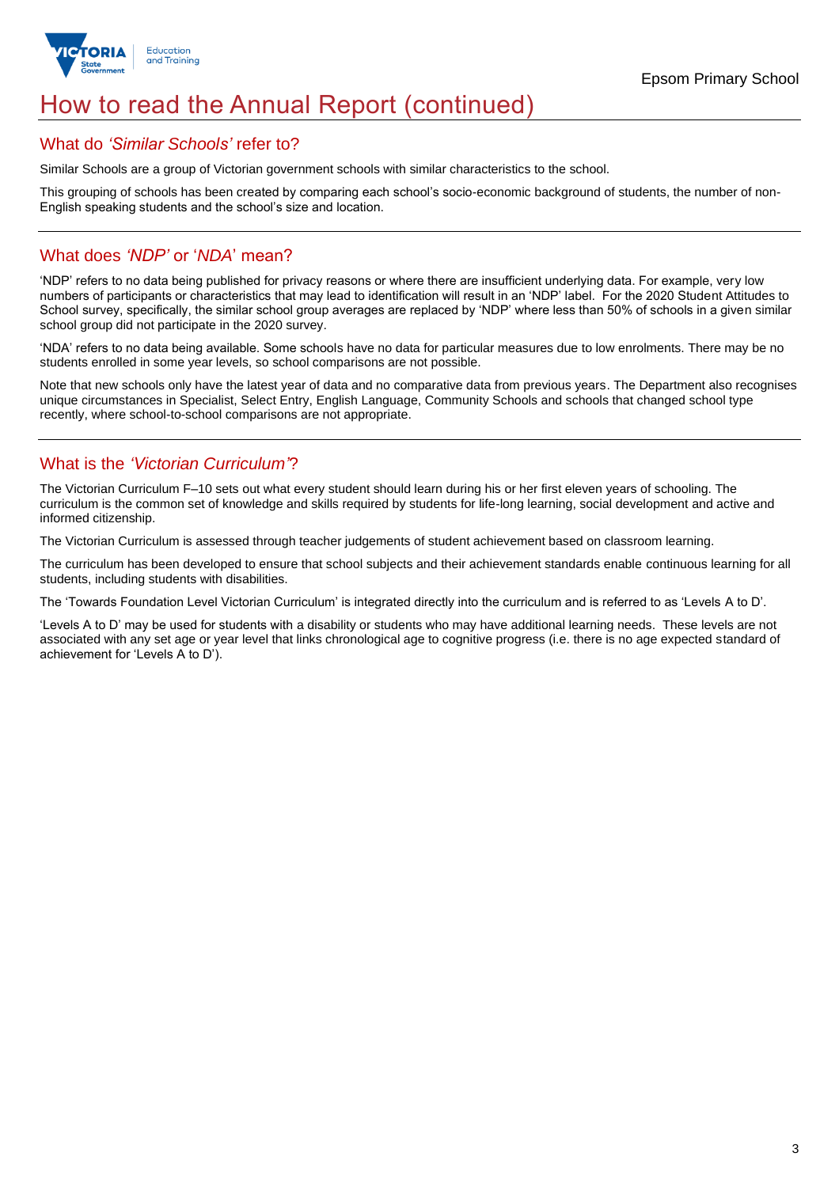# How to read the Annual Report (continued)

## What do *'Similar Schools'* refer to?

Similar Schools are a group of Victorian government schools with similar characteristics to the school.

This grouping of schools has been created by comparing each school's socio-economic background of students, the number of non-English speaking students and the school's size and location.

## What does *'NDP'* or '*NDA*' mean?

'NDP' refers to no data being published for privacy reasons or where there are insufficient underlying data. For example, very low numbers of participants or characteristics that may lead to identification will result in an 'NDP' label. For the 2020 Student Attitudes to School survey, specifically, the similar school group averages are replaced by 'NDP' where less than 50% of schools in a given similar school group did not participate in the 2020 survey.

'NDA' refers to no data being available. Some schools have no data for particular measures due to low enrolments. There may be no students enrolled in some year levels, so school comparisons are not possible.

Note that new schools only have the latest year of data and no comparative data from previous years. The Department also recognises unique circumstances in Specialist, Select Entry, English Language, Community Schools and schools that changed school type recently, where school-to-school comparisons are not appropriate.

## What is the *'Victorian Curriculum'*?

The Victorian Curriculum F–10 sets out what every student should learn during his or her first eleven years of schooling. The curriculum is the common set of knowledge and skills required by students for life-long learning, social development and active and informed citizenship.

The Victorian Curriculum is assessed through teacher judgements of student achievement based on classroom learning.

The curriculum has been developed to ensure that school subjects and their achievement standards enable continuous learning for all students, including students with disabilities.

The 'Towards Foundation Level Victorian Curriculum' is integrated directly into the curriculum and is referred to as 'Levels A to D'.

'Levels A to D' may be used for students with a disability or students who may have additional learning needs. These levels are not associated with any set age or year level that links chronological age to cognitive progress (i.e. there is no age expected standard of achievement for 'Levels A to D').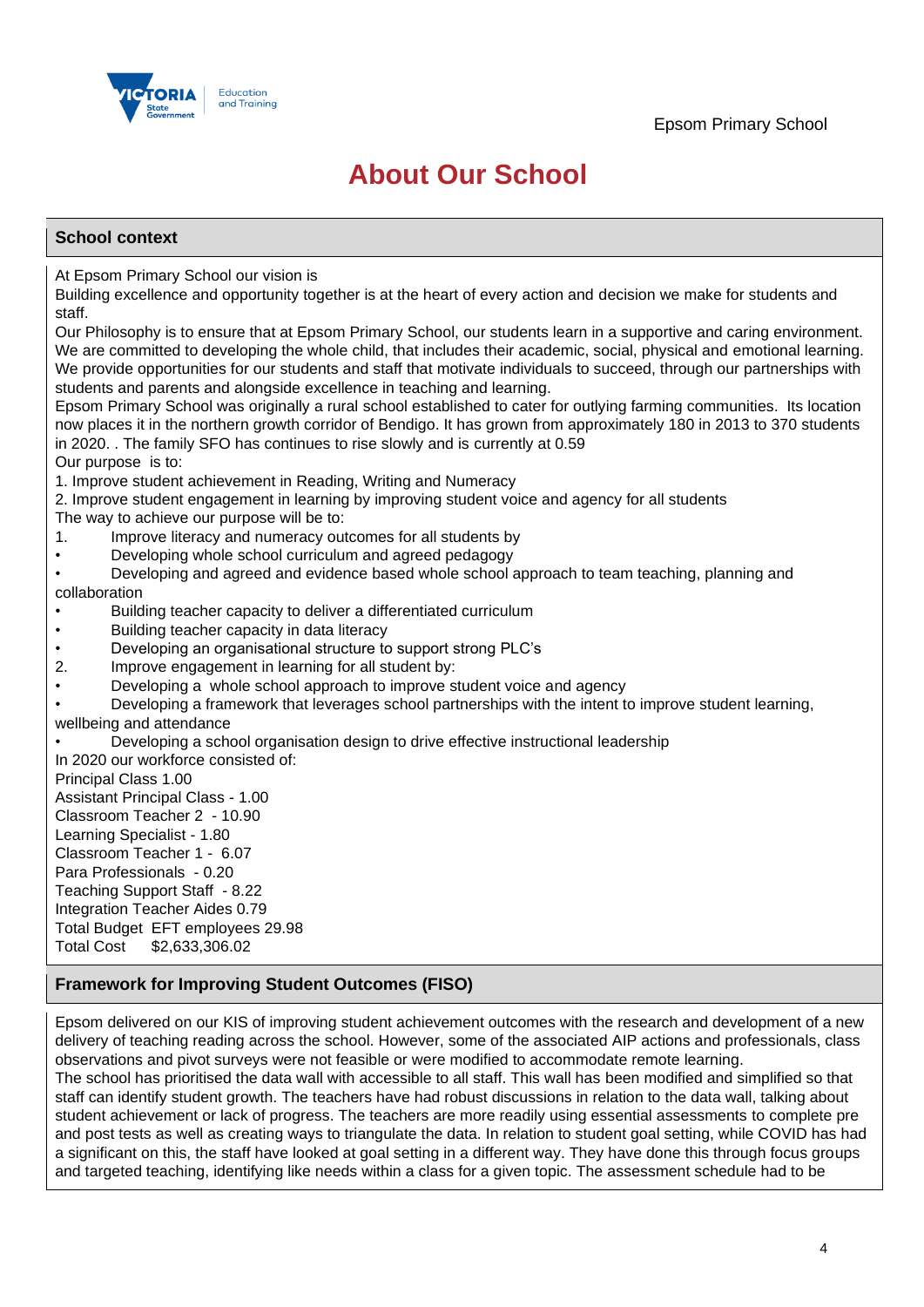# About Our School

## School context

At Epsom Primary School our vision is
Building excellence and opportunity together is at the heart of every action and decision we make for students and staff.
Our Philosophy is to ensure that at Epsom Primary School, our students learn in a supportive and caring environment. We are committed to developing the whole child, that includes their academic, social, physical and emotional learning. We provide opportunities for our students and staff that motivate individuals to succeed, through our partnerships with students and parents and alongside excellence in teaching and learning.
Epsom Primary School was originally a rural school established to cater for outlying farming communities. Its location now places it in the northern growth corridor of Bendigo. It has grown from approximately 180 in 2013 to 370 students in 2020. . The family SFO has continues to rise slowly and is currently at 0.59
Our purpose is to:
1. Improve student achievement in Reading, Writing and Numeracy
2. Improve student engagement in learning by improving student voice and agency for all students
The way to achieve our purpose will be to:
1. Improve literacy and numeracy outcomes for all students by
- Developing whole school curriculum and agreed pedagogy
- Developing and agreed and evidence based whole school approach to team teaching, planning and collaboration
- Building teacher capacity to deliver a differentiated curriculum
- Building teacher capacity in data literacy
- Developing an organisational structure to support strong PLC's

2. Improve engagement in learning for all student by:
- Developing a whole school approach to improve student voice and agency
- Developing a framework that leverages school partnerships with the intent to improve student learning, wellbeing and attendance
- Developing a school organisation design to drive effective instructional leadership

In 2020 our workforce consisted of:
Principal Class 1.00
Assistant Principal Class - 1.00
Classroom Teacher 2 - 10.90
Learning Specialist - 1.80
Classroom Teacher 1 - 6.07
Para Professionals - 0.20
Teaching Support Staff - 8.22
Integration Teacher Aides 0.79
Total Budget EFT employees 29.98
Total Cost $2,633,306.02

## Framework for Improving Student Outcomes (FISO)

Epsom delivered on our KIS of improving student achievement outcomes with the research and development of a new delivery of teaching reading across the school. However, some of the associated AIP actions and professionals, class observations and pivot surveys were not feasible or were modified to accommodate remote learning.
The school has prioritised the data wall with accessible to all staff. This wall has been modified and simplified so that staff can identify student growth. The teachers have had robust discussions in relation to the data wall, talking about student achievement or lack of progress. The teachers are more readily using essential assessments to complete pre and post tests as well as creating ways to triangulate the data. In relation to student goal setting, while COVID has had a significant on this, the staff have looked at goal setting in a different way. They have done this through focus groups and targeted teaching, identifying like needs within a class for a given topic. The assessment schedule had to be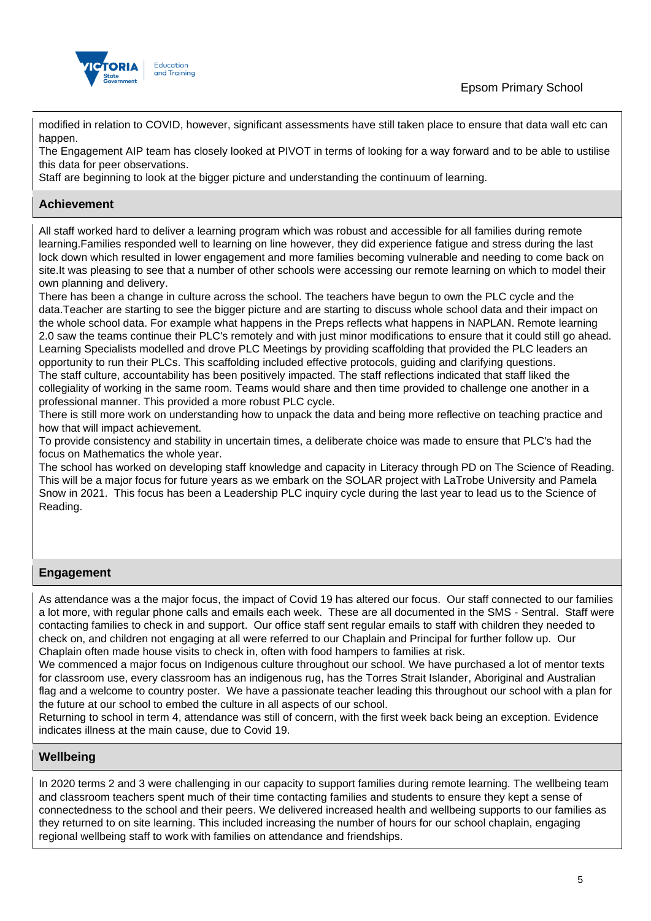modified in relation to COVID, however, significant assessments have still taken place to ensure that data wall etc can happen.
The Engagement AIP team has closely looked at PIVOT in terms of looking for a way forward and to be able to utilise this data for peer observations.
Staff are beginning to look at the bigger picture and understanding the continuum of learning.

## Achievement

All staff worked hard to deliver a learning program which was robust and accessible for all families during remote learning.Families responded well to learning on line however, they did experience fatigue and stress during the last lock down which resulted in lower engagement and more families becoming vulnerable and needing to come back on site.It was pleasing to see that a number of other schools were accessing our remote learning on which to model their own planning and delivery.
There has been a change in culture across the school. The teachers have begun to own the PLC cycle and the data.Teacher are starting to see the bigger picture and are starting to discuss whole school data and their impact on the whole school data. For example what happens in the Preps reflects what happens in NAPLAN. Remote learning 2.0 saw the teams continue their PLC's remotely and with just minor modifications to ensure that it could still go ahead. Learning Specialists modelled and drove PLC Meetings by providing scaffolding that provided the PLC leaders an opportunity to run their PLCs. This scaffolding included effective protocols, guiding and clarifying questions.
The staff culture, accountability has been positively impacted. The staff reflections indicated that staff liked the collegiality of working in the same room. Teams would share and then time provided to challenge one another in a professional manner. This provided a more robust PLC cycle.
There is still more work on understanding how to unpack the data and being more reflective on teaching practice and how that will impact achievement.
To provide consistency and stability in uncertain times, a deliberate choice was made to ensure that PLC's had the focus on Mathematics the whole year.
The school has worked on developing staff knowledge and capacity in Literacy through PD on The Science of Reading. This will be a major focus for future years as we embark on the SOLAR project with LaTrobe University and Pamela Snow in 2021. This focus has been a Leadership PLC inquiry cycle during the last year to lead us to the Science of Reading.

## Engagement

As attendance was a the major focus, the impact of Covid 19 has altered our focus. Our staff connected to our families a lot more, with regular phone calls and emails each week. These are all documented in the SMS - Sentral. Staff were contacting families to check in and support. Our office staff sent regular emails to staff with children they needed to check on, and children not engaging at all were referred to our Chaplain and Principal for further follow up. Our Chaplain often made house visits to check in, often with food hampers to families at risk.
We commenced a major focus on Indigenous culture throughout our school. We have purchased a lot of mentor texts for classroom use, every classroom has an indigenous rug, has the Torres Strait Islander, Aboriginal and Australian flag and a welcome to country poster. We have a passionate teacher leading this throughout our school with a plan for the future at our school to embed the culture in all aspects of our school.
Returning to school in term 4, attendance was still of concern, with the first week back being an exception. Evidence indicates illness at the main cause, due to Covid 19.

## Wellbeing

In 2020 terms 2 and 3 were challenging in our capacity to support families during remote learning. The wellbeing team and classroom teachers spent much of their time contacting families and students to ensure they kept a sense of connectedness to the school and their peers. We delivered increased health and wellbeing supports to our families as they returned to on site learning. This included increasing the number of hours for our school chaplain, engaging regional wellbeing staff to work with families on attendance and friendships.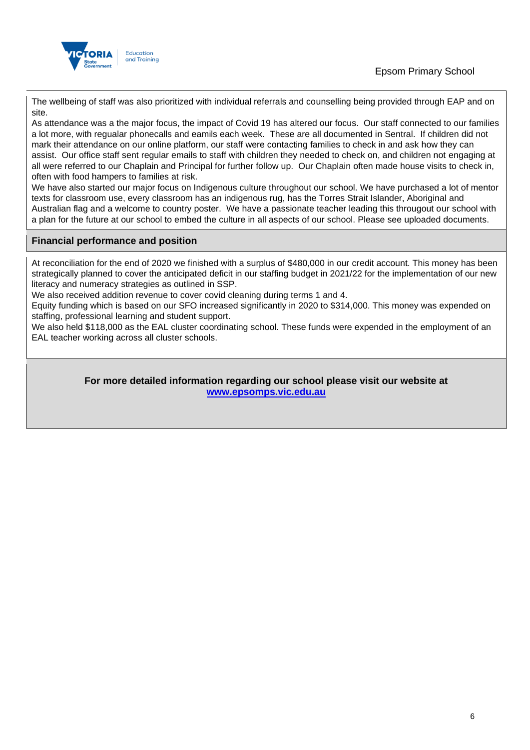The wellbeing of staff was also prioritized with individual referrals and counselling being provided through EAP and on site.

As attendance was a the major focus, the impact of Covid 19 has altered our focus. Our staff connected to our families a lot more, with regualar phonecalls and eamils each week. These are all documented in Sentral. If children did not mark their attendance on our online platform, our staff were contacting families to check in and ask how they can assist. Our office staff sent regular emails to staff with children they needed to check on, and children not engaging at all were referred to our Chaplain and Principal for further follow up. Our Chaplain often made house visits to check in, often with food hampers to families at risk.

We have also started our major focus on Indigenous culture throughout our school. We have purchased a lot of mentor texts for classroom use, every classroom has an indigenous rug, has the Torres Strait Islander, Aboriginal and Australian flag and a welcome to country poster. We have a passionate teacher leading this througout our school with a plan for the future at our school to embed the culture in all aspects of our school. Please see uploaded documents.

## Financial performance and position

At reconciliation for the end of 2020 we finished with a surplus of $480,000 in our credit account. This money has been strategically planned to cover the anticipated deficit in our staffing budget in 2021/22 for the implementation of our new literacy and numeracy strategies as outlined in SSP.

We also received addition revenue to cover covid cleaning during terms 1 and 4.

Equity funding which is based on our SFO increased significantly in 2020 to $314,000. This money was expended on staffing, professional learning and student support.

We also held $118,000 as the EAL cluster coordinating school. These funds were expended in the employment of an EAL teacher working across all cluster schools.

**For more detailed information regarding our school please visit our website at [www.epsomps.vic.edu.au](http://www.epsomps.vic.edu.au)**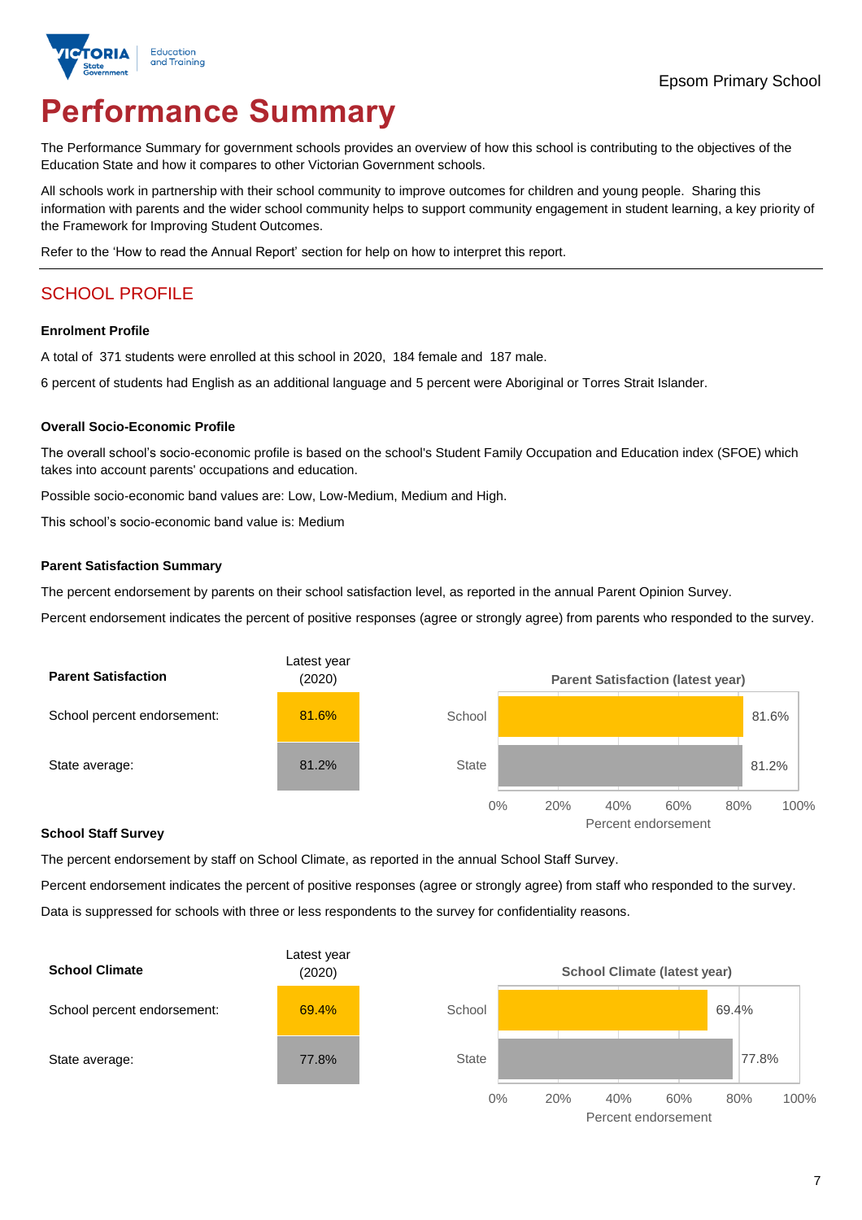Epsom Primary School

# Performance Summary

The Performance Summary for government schools provides an overview of how this school is contributing to the objectives of the Education State and how it compares to other Victorian Government schools.

All schools work in partnership with their school community to improve outcomes for children and young people. Sharing this information with parents and the wider school community helps to support community engagement in student learning, a key priority of the Framework for Improving Student Outcomes.

Refer to the 'How to read the Annual Report' section for help on how to interpret this report.

## SCHOOL PROFILE

### Enrolment Profile

A total of 371 students were enrolled at this school in 2020, 184 female and 187 male.

6 percent of students had English as an additional language and 5 percent were Aboriginal or Torres Strait Islander.

### Overall Socio-Economic Profile

The overall school's socio-economic profile is based on the school's Student Family Occupation and Education index (SFOE) which takes into account parents' occupations and education.

Possible socio-economic band values are: Low, Low-Medium, Medium and High.

This school's socio-economic band value is: Medium

### Parent Satisfaction Summary

The percent endorsement by parents on their school satisfaction level, as reported in the annual Parent Opinion Survey.

Percent endorsement indicates the percent of positive responses (agree or strongly agree) from parents who responded to the survey.

| Parent Satisfaction | Latest year (2020) |
|---|---|
| School percent endorsement: | 81.6% |
| State average: | 81.2% |

**Parent Satisfaction (latest year)**

| | Percent endorsement |
|---|---|
| School | 81.6% |
| State | 81.2% |

### School Staff Survey

The percent endorsement by staff on School Climate, as reported in the annual School Staff Survey.

Percent endorsement indicates the percent of positive responses (agree or strongly agree) from staff who responded to the survey.

Data is suppressed for schools with three or less respondents to the survey for confidentiality reasons.

| School Climate | Latest year (2020) |
|---|---|
| School percent endorsement: | 69.4% |
| State average: | 77.8% |

**School Climate (latest year)**

| | Percent endorsement |
|---|---|
| School | 69.4% |
| State | 77.8% |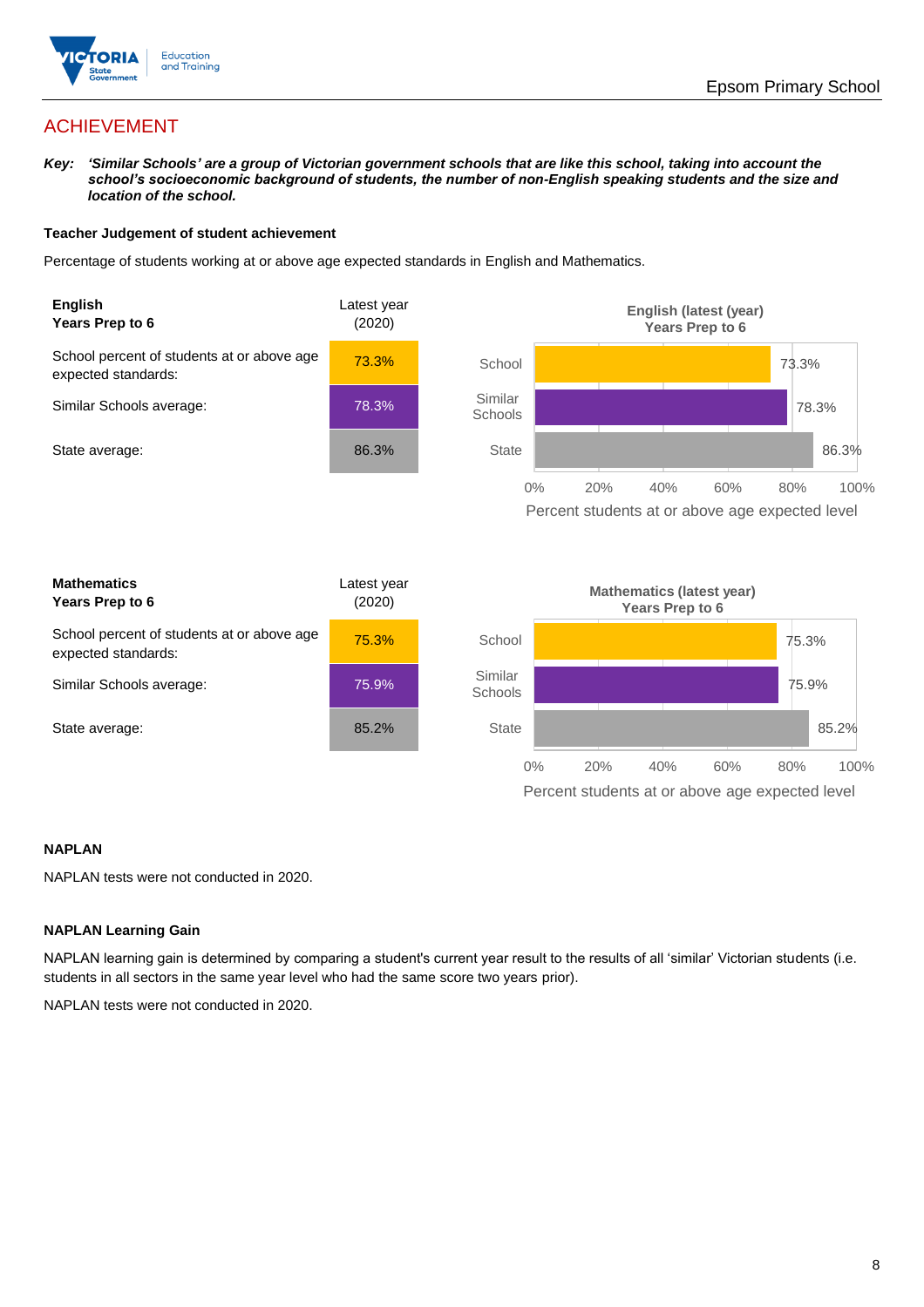## ACHIEVEMENT

***Key:** 'Similar Schools' are a group of Victorian government schools that are like this school, taking into account the school's socioeconomic background of students, the number of non-English speaking students and the size and location of the school.*

### Teacher Judgement of student achievement

Percentage of students working at or above age expected standards in English and Mathematics.

| **English** **Years Prep to 6** | Latest year (2020) |
|---|---|
| School percent of students at or above age expected standards: | 73.3% |
| Similar Schools average: | 78.3% |
| State average: | 86.3% |

**English (latest (year) Years Prep to 6**

| | Percent students at or above age expected level |
|---|---|
| School | 73.3% |
| Similar Schools | 78.3% |
| State | 86.3% |

| **Mathematics** **Years Prep to 6** | Latest year (2020) |
|---|---|
| School percent of students at or above age expected standards: | 75.3% |
| Similar Schools average: | 75.9% |
| State average: | 85.2% |

**Mathematics (latest year) Years Prep to 6**

| | Percent students at or above age expected level |
|---|---|
| School | 75.3% |
| Similar Schools | 75.9% |
| State | 85.2% |

### NAPLAN

NAPLAN tests were not conducted in 2020.

### NAPLAN Learning Gain

NAPLAN learning gain is determined by comparing a student's current year result to the results of all 'similar' Victorian students (i.e. students in all sectors in the same year level who had the same score two years prior).

NAPLAN tests were not conducted in 2020.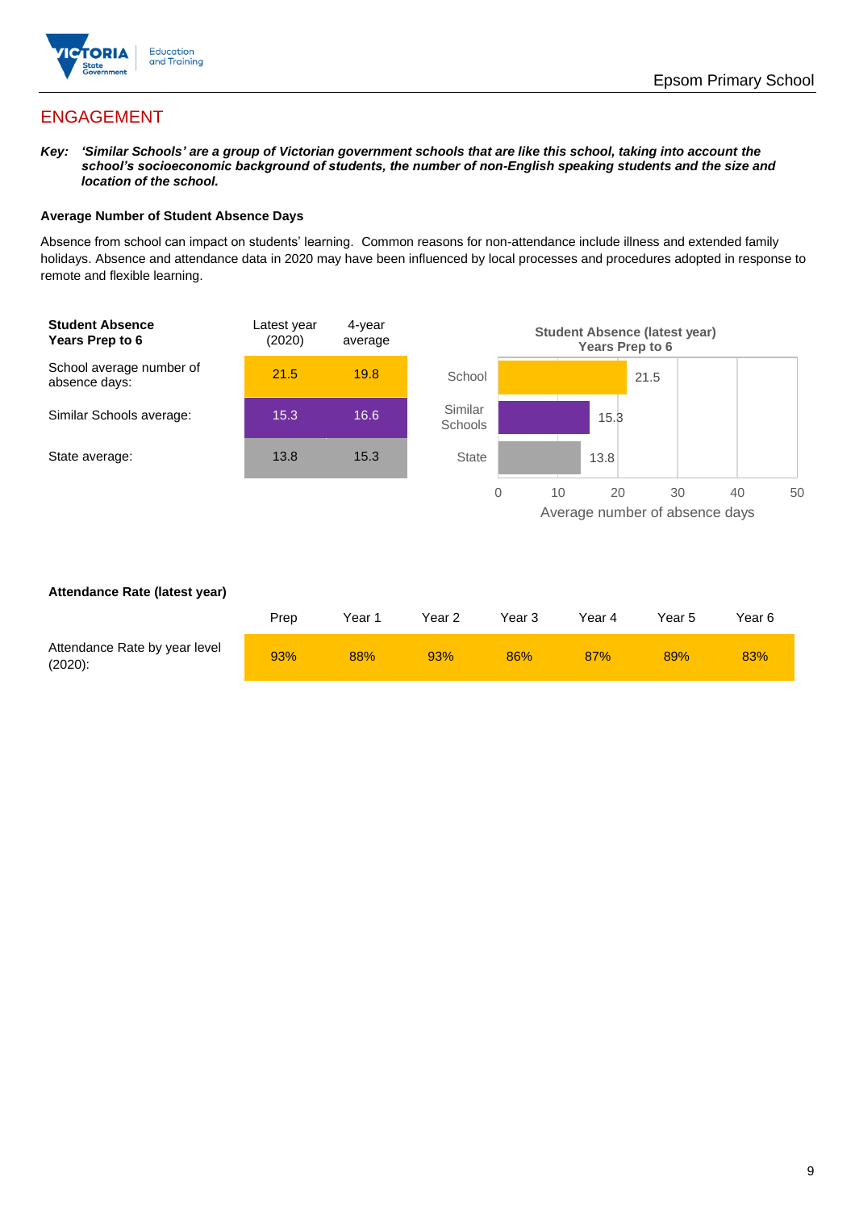# ENGAGEMENT

***Key:*** ***'Similar Schools' are a group of Victorian government schools that are like this school, taking into account the school's socioeconomic background of students, the number of non-English speaking students and the size and location of the school.***

**Average Number of Student Absence Days**

Absence from school can impact on students' learning. Common reasons for non-attendance include illness and extended family holidays. Absence and attendance data in 2020 may have been influenced by local processes and procedures adopted in response to remote and flexible learning.

| **Student Absence Years Prep to 6** | Latest year (2020) | 4-year average |
|---|---|---|
| School average number of absence days: | 21.5 | 19.8 |
| Similar Schools average: | 15.3 | 16.6 |
| State average: | 13.8 | 15.3 |

**Student Absence (latest year) Years Prep to 6**

| | Average number of absence days |
|---|---|
| School | 21.5 |
| Similar Schools | 15.3 |
| State | 13.8 |

**Attendance Rate (latest year)**

| | Prep | Year 1 | Year 2 | Year 3 | Year 4 | Year 5 | Year 6 |
|---|---|---|---|---|---|---|---|
| Attendance Rate by year level (2020): | 93% | 88% | 93% | 86% | 87% | 89% | 83% |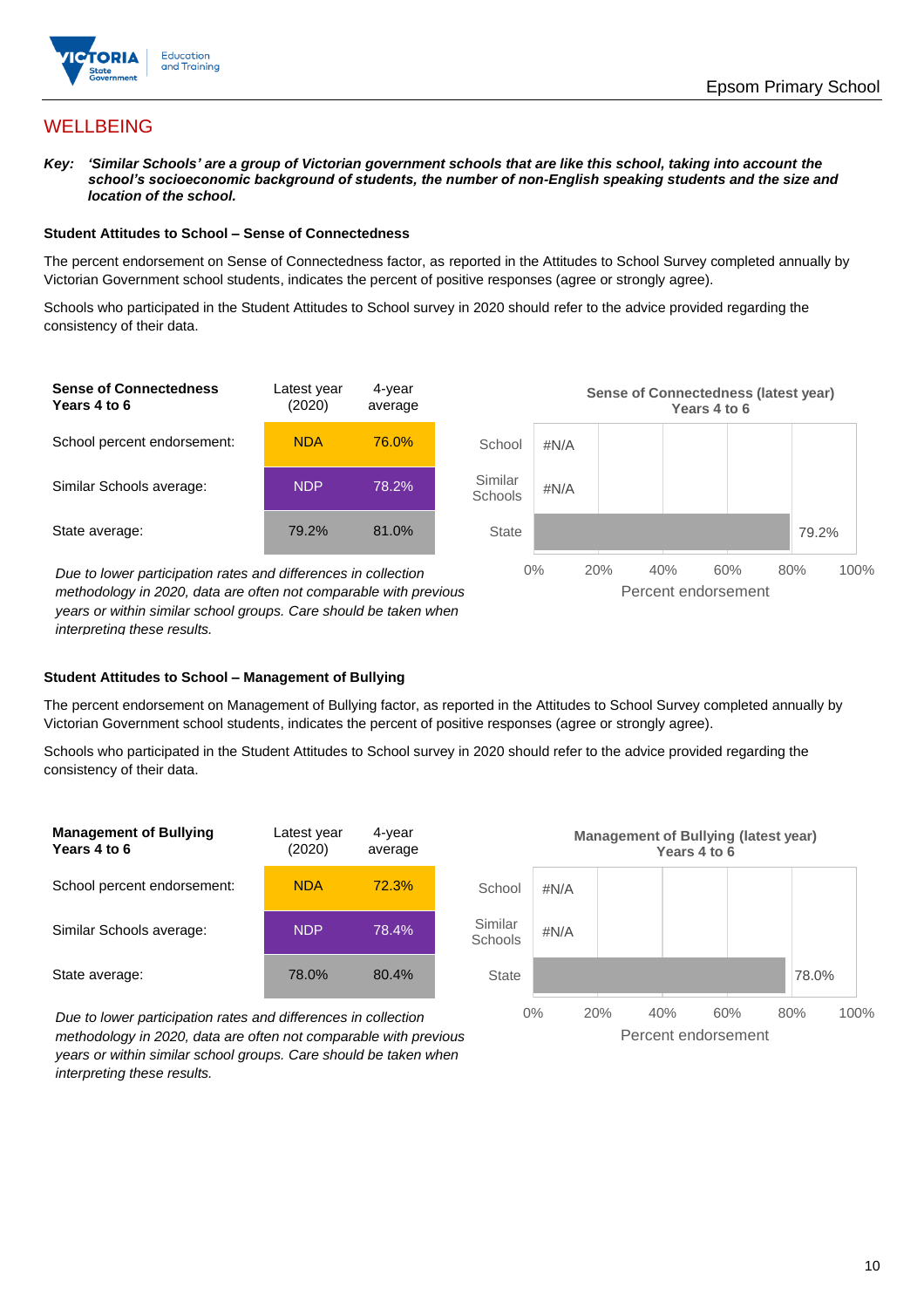## WELLBEING

***Key:*** ***'Similar Schools' are a group of Victorian government schools that are like this school, taking into account the school's socioeconomic background of students, the number of non-English speaking students and the size and location of the school.***

**Student Attitudes to School – Sense of Connectedness**

The percent endorsement on Sense of Connectedness factor, as reported in the Attitudes to School Survey completed annually by Victorian Government school students, indicates the percent of positive responses (agree or strongly agree).

Schools who participated in the Student Attitudes to School survey in 2020 should refer to the advice provided regarding the consistency of their data.

| Sense of Connectedness Years 4 to 6 | Latest year (2020) | 4-year average |
|---|---|---|
| School percent endorsement: | NDA | 76.0% |
| Similar Schools average: | NDP | 78.2% |
| State average: | 79.2% | 81.0% |

*Due to lower participation rates and differences in collection methodology in 2020, data are often not comparable with previous years or within similar school groups. Care should be taken when interpreting these results.*

**Sense of Connectedness (latest year) Years 4 to 6**

| | Percent endorsement |
|---|---|
| School | #N/A |
| Similar Schools | #N/A |
| State | 79.2% |

**Student Attitudes to School – Management of Bullying**

The percent endorsement on Management of Bullying factor, as reported in the Attitudes to School Survey completed annually by Victorian Government school students, indicates the percent of positive responses (agree or strongly agree).

Schools who participated in the Student Attitudes to School survey in 2020 should refer to the advice provided regarding the consistency of their data.

| Management of Bullying Years 4 to 6 | Latest year (2020) | 4-year average |
|---|---|---|
| School percent endorsement: | NDA | 72.3% |
| Similar Schools average: | NDP | 78.4% |
| State average: | 78.0% | 80.4% |

*Due to lower participation rates and differences in collection methodology in 2020, data are often not comparable with previous years or within similar school groups. Care should be taken when interpreting these results.*

**Management of Bullying (latest year) Years 4 to 6**

| | Percent endorsement |
|---|---|
| School | #N/A |
| Similar Schools | #N/A |
| State | 78.0% |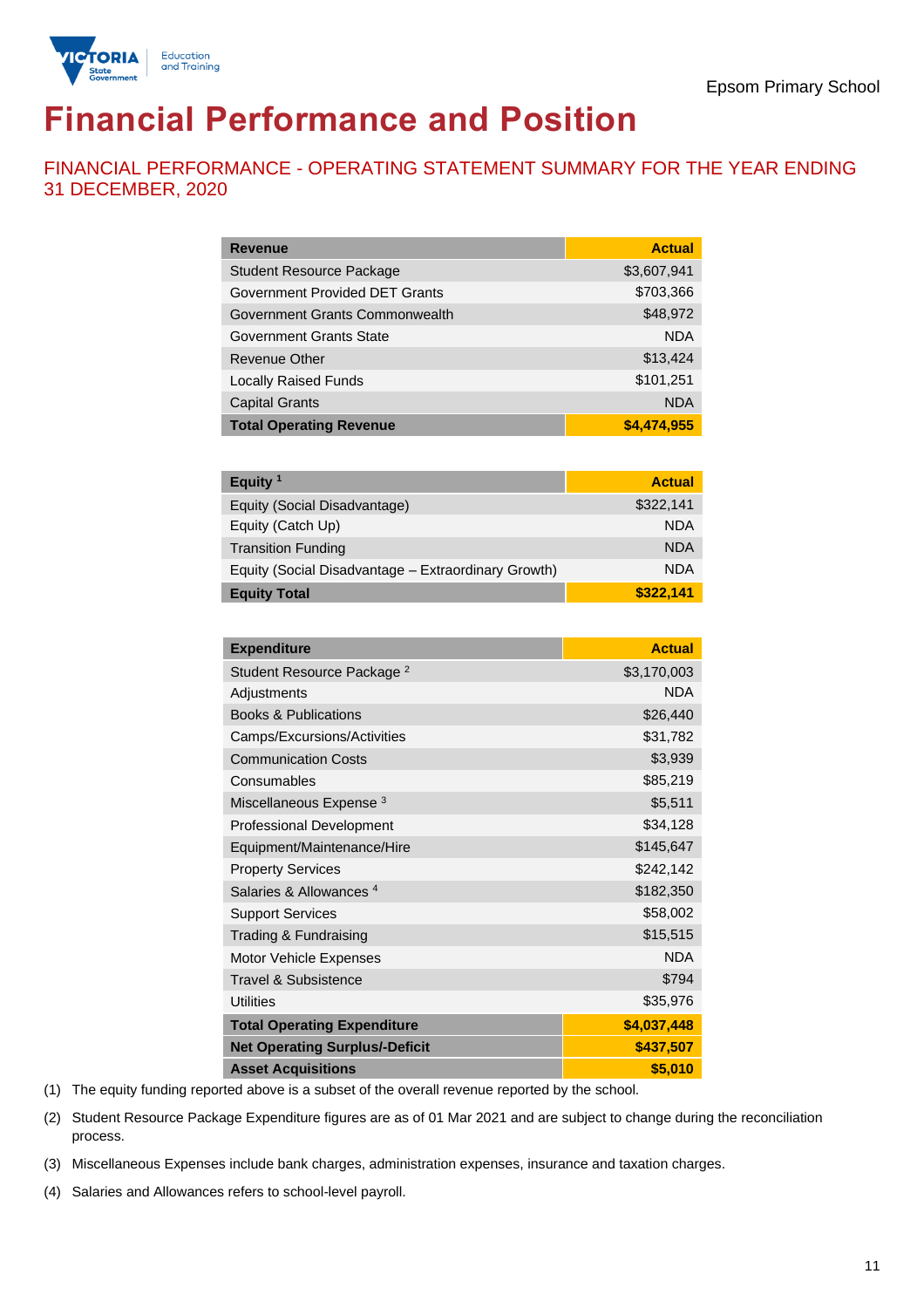Epsom Primary School

# Financial Performance and Position

## FINANCIAL PERFORMANCE - OPERATING STATEMENT SUMMARY FOR THE YEAR ENDING 31 DECEMBER, 2020

| Revenue | Actual |
|---|---|
| Student Resource Package | $3,607,941 |
| Government Provided DET Grants | $703,366 |
| Government Grants Commonwealth | $48,972 |
| Government Grants State | NDA |
| Revenue Other | $13,424 |
| Locally Raised Funds | $101,251 |
| Capital Grants | NDA |
| **Total Operating Revenue** | **$4,474,955** |

| Equity [1] | Actual |
|---|---|
| Equity (Social Disadvantage) | $322,141 |
| Equity (Catch Up) | NDA |
| Transition Funding | NDA |
| Equity (Social Disadvantage – Extraordinary Growth) | NDA |
| **Equity Total** | **$322,141** |

| Expenditure | Actual |
|---|---|
| Student Resource Package [2] | $3,170,003 |
| Adjustments | NDA |
| Books & Publications | $26,440 |
| Camps/Excursions/Activities | $31,782 |
| Communication Costs | $3,939 |
| Consumables | $85,219 |
| Miscellaneous Expense [3] | $5,511 |
| Professional Development | $34,128 |
| Equipment/Maintenance/Hire | $145,647 |
| Property Services | $242,142 |
| Salaries & Allowances [4] | $182,350 |
| Support Services | $58,002 |
| Trading & Fundraising | $15,515 |
| Motor Vehicle Expenses | NDA |
| Travel & Subsistence | $794 |
| Utilities | $35,976 |
| **Total Operating Expenditure** | **$4,037,448** |
| **Net Operating Surplus/-Deficit** | **$437,507** |
| **Asset Acquisitions** | **$5,010** |

(1) The equity funding reported above is a subset of the overall revenue reported by the school.

(2) Student Resource Package Expenditure figures are as of 01 Mar 2021 and are subject to change during the reconciliation process.

(3) Miscellaneous Expenses include bank charges, administration expenses, insurance and taxation charges.

(4) Salaries and Allowances refers to school-level payroll.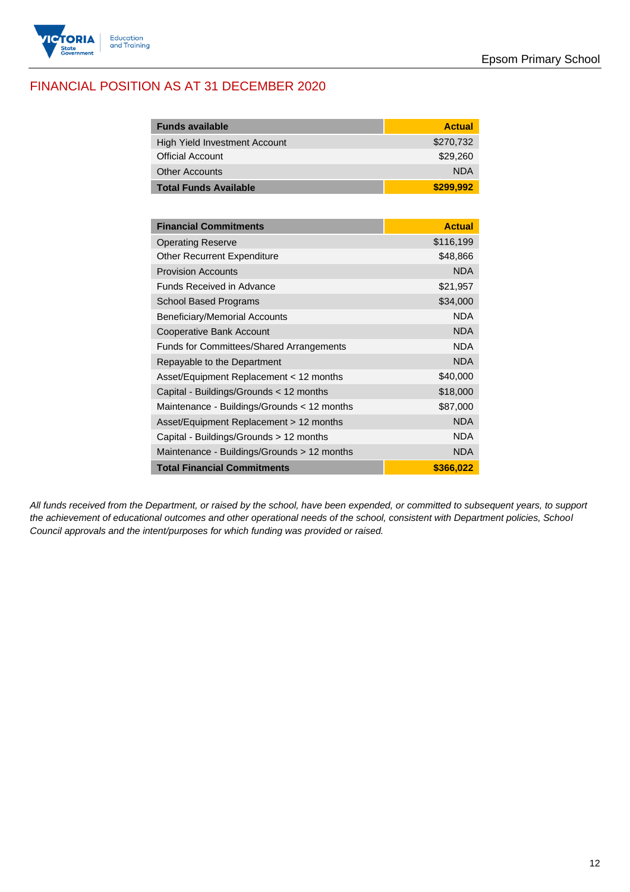## FINANCIAL POSITION AS AT 31 DECEMBER 2020

| Funds available | Actual |
|---|---|
| High Yield Investment Account | $270,732 |
| Official Account | $29,260 |
| Other Accounts | NDA |
| **Total Funds Available** | **$299,992** |

| Financial Commitments | Actual |
|---|---|
| Operating Reserve | $116,199 |
| Other Recurrent Expenditure | $48,866 |
| Provision Accounts | NDA |
| Funds Received in Advance | $21,957 |
| School Based Programs | $34,000 |
| Beneficiary/Memorial Accounts | NDA |
| Cooperative Bank Account | NDA |
| Funds for Committees/Shared Arrangements | NDA |
| Repayable to the Department | NDA |
| Asset/Equipment Replacement < 12 months | $40,000 |
| Capital - Buildings/Grounds < 12 months | $18,000 |
| Maintenance - Buildings/Grounds < 12 months | $87,000 |
| Asset/Equipment Replacement > 12 months | NDA |
| Capital - Buildings/Grounds > 12 months | NDA |
| Maintenance - Buildings/Grounds > 12 months | NDA |
| **Total Financial Commitments** | **$366,022** |

*All funds received from the Department, or raised by the school, have been expended, or committed to subsequent years, to support the achievement of educational outcomes and other operational needs of the school, consistent with Department policies, School Council approvals and the intent/purposes for which funding was provided or raised.*